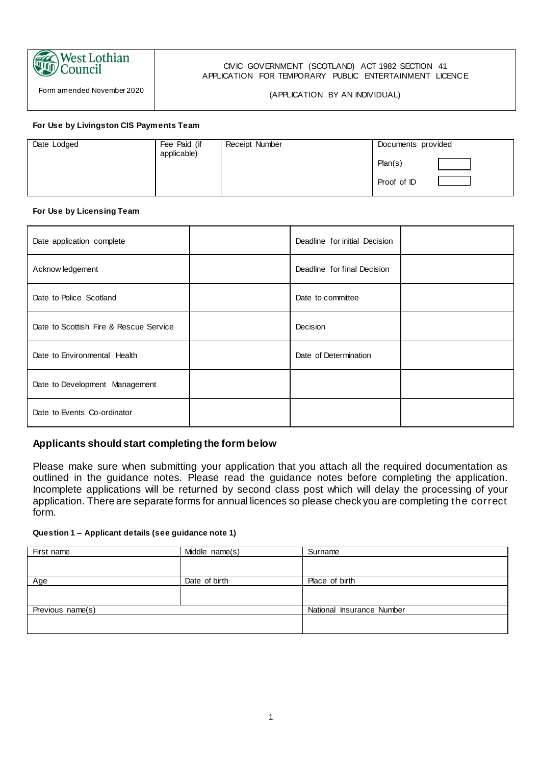| West Lothian Council<br>Form amended November 2020 | CIVIC GOVERNMENT (SCOTLAND) ACT 1982 SECTION 41<br>APPLICATION FOR TEMPORARY PUBLIC ENTERTAINMENT LICENCE<br><br>(APPLICATION BY AN INDIVIDUAL) |
|---|---|

**For Use by Livingston CIS Payments Team**

| Date Lodged | Fee Paid (if applicable) | Receipt Number | Documents provided |
|---|---|---|---|
| | | | Plan(s) ☐<br>Proof of ID ☐ |

**For Use by Licensing Team**

| | | | |
|---|---|---|---|
| Date application complete | | Deadline for initial Decision | |
| Acknowledgement | | Deadline for final Decision | |
| Date to Police Scotland | | Date to committee | |
| Date to Scottish Fire & Rescue Service | | Decision | |
| Date to Environmental Health | | Date of Determination | |
| Date to Development Management | | | |
| Date to Events Co-ordinator | | | |

## Applicants should start completing the form below

Please make sure when submitting your application that you attach all the required documentation as outlined in the guidance notes. Please read the guidance notes before completing the application. Incomplete applications will be returned by second class post which will delay the processing of your application. There are separate forms for annual licences so please check you are completing the correct form.

**Question 1 – Applicant details (see guidance note 1)**

| First name | Middle name(s) | Surname |
|---|---|---|
| | | |
| Age | Date of birth | Place of birth |
| | | |
| Previous name(s) | | National Insurance Number |
| | | |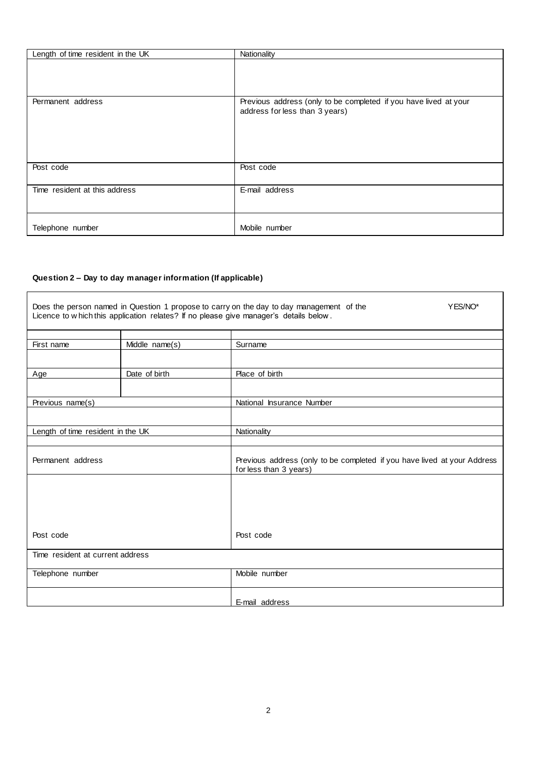| Length of time resident in the UK | Nationality |
|---|---|
| | |
| Permanent address | Previous address (only to be completed if you have lived at your address for less than 3 years) |
| Post code | Post code |
| Time resident at this address | E-mail address |
| Telephone number | Mobile number |

**Question 2 – Day to day manager information (If applicable)**

Does the person named in Question 1 propose to carry on the day to day management of the Licence to which this application relates? If no please give manager's details below. YES/NO*

| First name | Middle name(s) | Surname |
|---|---|---|
| | | |
| Age | Date of birth | Place of birth |
| | | |
| Previous name(s) | | National Insurance Number |
| | | |
| Length of time resident in the UK | | Nationality |
| | | |
| Permanent address | | Previous address (only to be completed if you have lived at your Address for less than 3 years) |
| | | |
| Post code | | Post code |
| Time resident at current address | | |
| Telephone number | | Mobile number |
| | | E-mail address |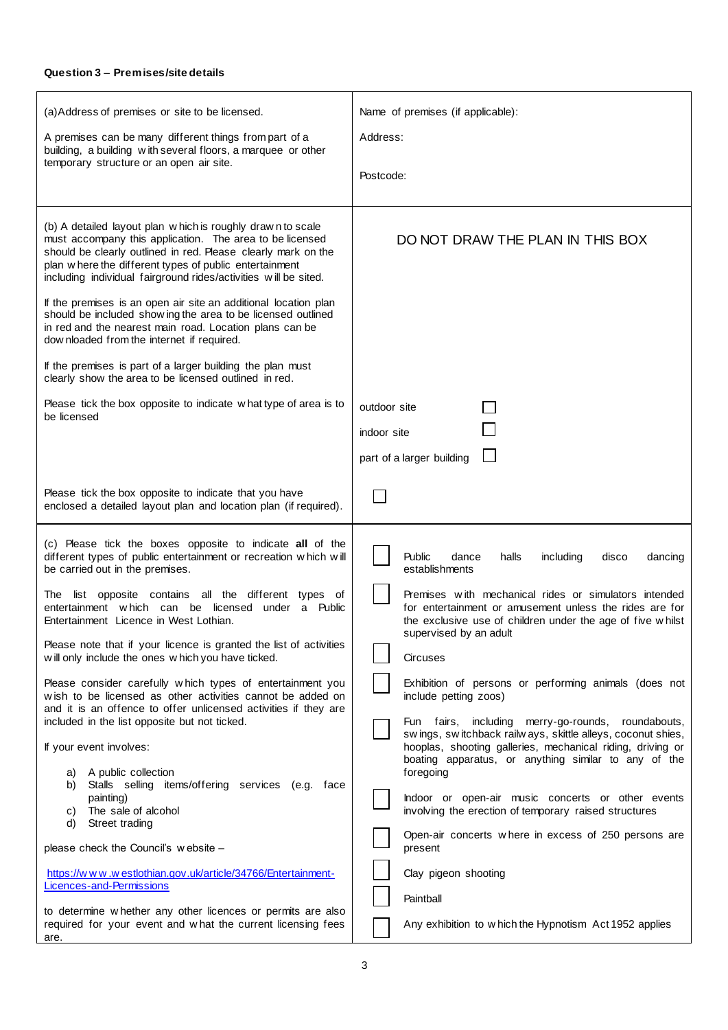**Question 3 – Premises/site details**

| | |
|---|---|
| (a) Address of premises or site to be licensed.<br><br>A premises can be many different things from part of a building, a building with several floors, a marquee or other temporary structure or an open air site. | Name of premises (if applicable):<br><br>Address:<br><br>Postcode: |
| (b) A detailed layout plan which is roughly drawn to scale must accompany this application. The area to be licensed should be clearly outlined in red. Please clearly mark on the plan where the different types of public entertainment including individual fairground rides/activities will be sited.<br><br>If the premises is an open air site an additional location plan should be included showing the area to be licensed outlined in red and the nearest main road. Location plans can be downloaded from the internet if required.<br><br>If the premises is part of a larger building the plan must clearly show the area to be licensed outlined in red.<br><br>Please tick the box opposite to indicate what type of area is to be licensed | DO NOT DRAW THE PLAN IN THIS BOX<br><br>outdoor site ☐<br><br>indoor site ☐<br><br>part of a larger building ☐ |
| Please tick the box opposite to indicate that you have enclosed a detailed layout plan and location plan (if required). | ☐ |
| (c) Please tick the boxes opposite to indicate **all** of the different types of public entertainment or recreation which will be carried out in the premises.<br><br>The list opposite contains all the different types of entertainment which can be licensed under a Public Entertainment Licence in West Lothian.<br><br>Please note that if your licence is granted the list of activities will only include the ones which you have ticked.<br><br>Please consider carefully which types of entertainment you wish to be licensed as other activities cannot be added on and it is an offence to offer unlicensed activities if they are included in the list opposite but not ticked.<br><br>If your event involves:<br><br>a) A public collection<br>b) Stalls selling items/offering services (e.g. face painting)<br>c) The sale of alcohol<br>d) Street trading<br><br>please check the Council's website –<br><br>[https://www.westlothian.gov.uk/article/34766/Entertainment-Licences-and-Permissions](https://www.westlothian.gov.uk/article/34766/Entertainment-Licences-and-Permissions)<br><br>to determine whether any other licences or permits are also required for your event and what the current licensing fees are. | ☐ Public dance halls including disco dancing establishments<br><br>☐ Premises with mechanical rides or simulators intended for entertainment or amusement unless the rides are for the exclusive use of children under the age of five whilst supervised by an adult<br><br>☐ Circuses<br><br>☐ Exhibition of persons or performing animals (does not include petting zoos)<br><br>☐ Fun fairs, including merry-go-rounds, roundabouts, swings, switchback railways, skittle alleys, coconut shies, hooplas, shooting galleries, mechanical riding, driving or boating apparatus, or anything similar to any of the foregoing<br><br>☐ Indoor or open-air music concerts or other events involving the erection of temporary raised structures<br><br>☐ Open-air concerts where in excess of 250 persons are present<br><br>☐ Clay pigeon shooting<br><br>☐ Paintball<br><br>☐ Any exhibition to which the Hypnotism Act 1952 applies |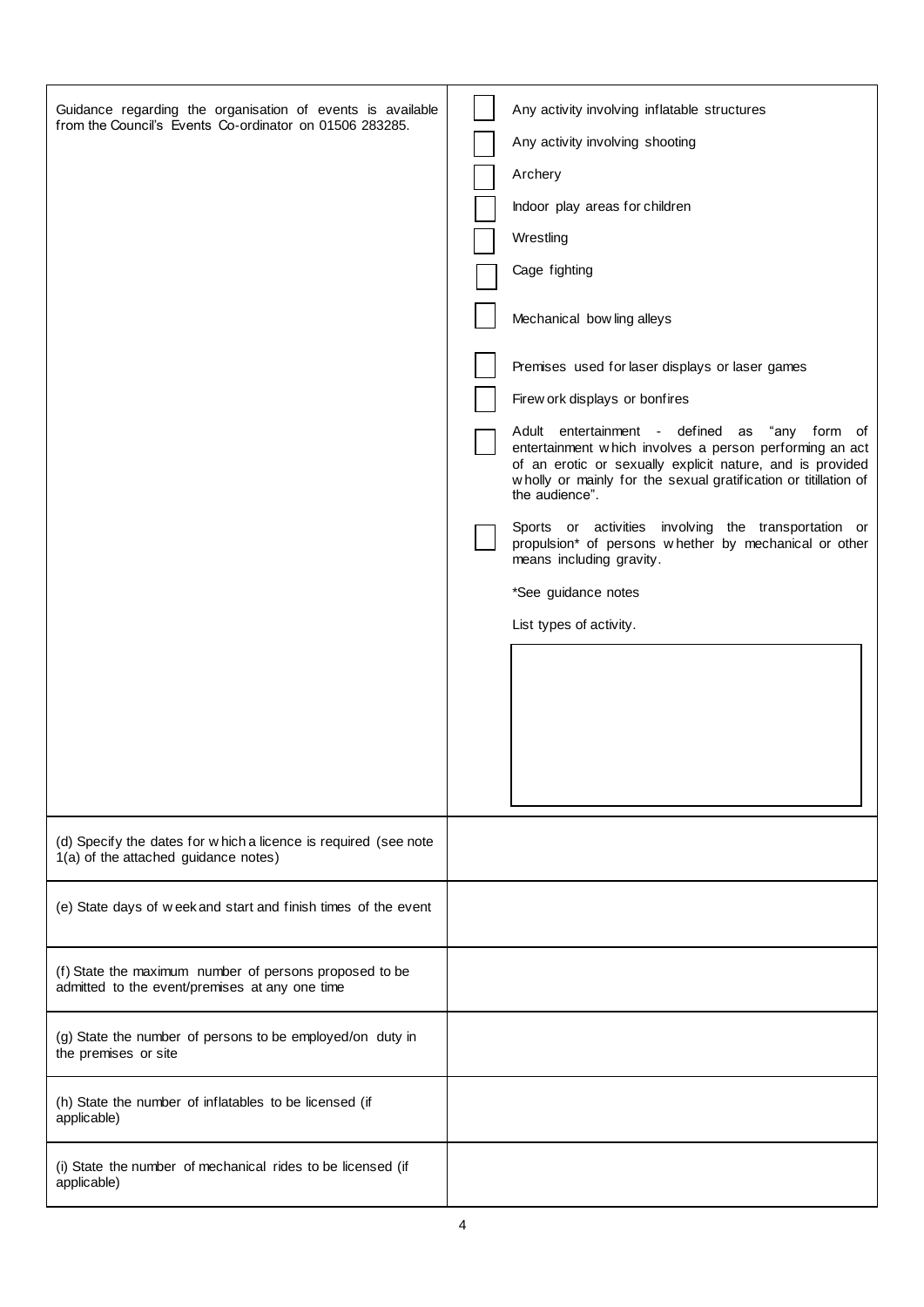| | |
|---|---|
| Guidance regarding the organisation of events is available from the Council's Events Co-ordinator on 01506 283285. | ☐ Any activity involving inflatable structures<br>☐ Any activity involving shooting<br>☐ Archery<br>☐ Indoor play areas for children<br>☐ Wrestling<br>☐ Cage fighting<br>☐ Mechanical bowling alleys<br>☐ Premises used for laser displays or laser games<br>☐ Firework displays or bonfires<br>☐ Adult entertainment - defined as "any form of entertainment which involves a person performing an act of an erotic or sexually explicit nature, and is provided wholly or mainly for the sexual gratification or titillation of the audience".<br>☐ Sports or activities involving the transportation or propulsion* of persons whether by mechanical or other means including gravity.<br>*See guidance notes<br>List types of activity. |
| (d) Specify the dates for which a licence is required (see note 1(a) of the attached guidance notes) | |
| (e) State days of week and start and finish times of the event | |
| (f) State the maximum number of persons proposed to be admitted to the event/premises at any one time | |
| (g) State the number of persons to be employed/on duty in the premises or site | |
| (h) State the number of inflatables to be licensed (if applicable) | |
| (i) State the number of mechanical rides to be licensed (if applicable) | |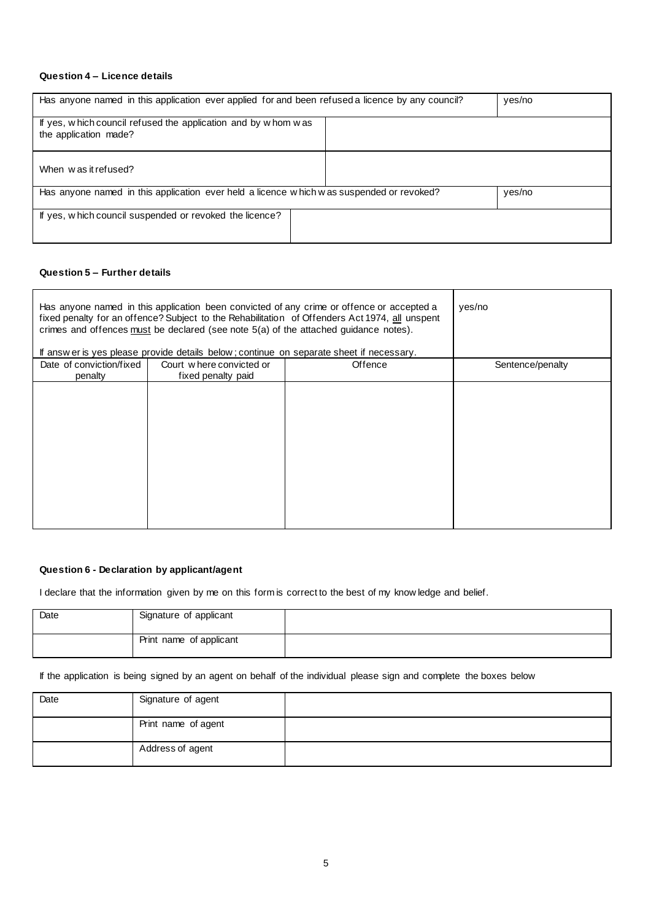**Question 4 – Licence details**

| Has anyone named in this application ever applied for and been refused a licence by any council? | | yes/no |
|---|---|---|
| If yes, which council refused the application and by whom was the application made? | | |
| When was it refused? | | |
| Has anyone named in this application ever held a licence which was suspended or revoked? | | yes/no |
| If yes, which council suspended or revoked the licence? | | |

**Question 5 – Further details**

| Has anyone named in this application been convicted of any crime or offence or accepted a fixed penalty for an offence? Subject to the Rehabilitation of Offenders Act 1974, <u>all</u> unspent crimes and offences <u>must</u> be declared (see note 5(a) of the attached guidance notes).<br><br>If answer is yes please provide details below; continue on separate sheet if necessary. | | | yes/no |
|---|---|---|---|
| Date of conviction/fixed penalty | Court where convicted or fixed penalty paid | Offence | Sentence/penalty |
| | | | |

**Question 6 - Declaration by applicant/agent**

I declare that the information given by me on this form is correct to the best of my knowledge and belief.

| Date | Signature of applicant | |
|---|---|---|
| | Print name of applicant | |

If the application is being signed by an agent on behalf of the individual please sign and complete the boxes below

| Date | Signature of agent | |
|---|---|---|
| | Print name of agent | |
| | Address of agent | |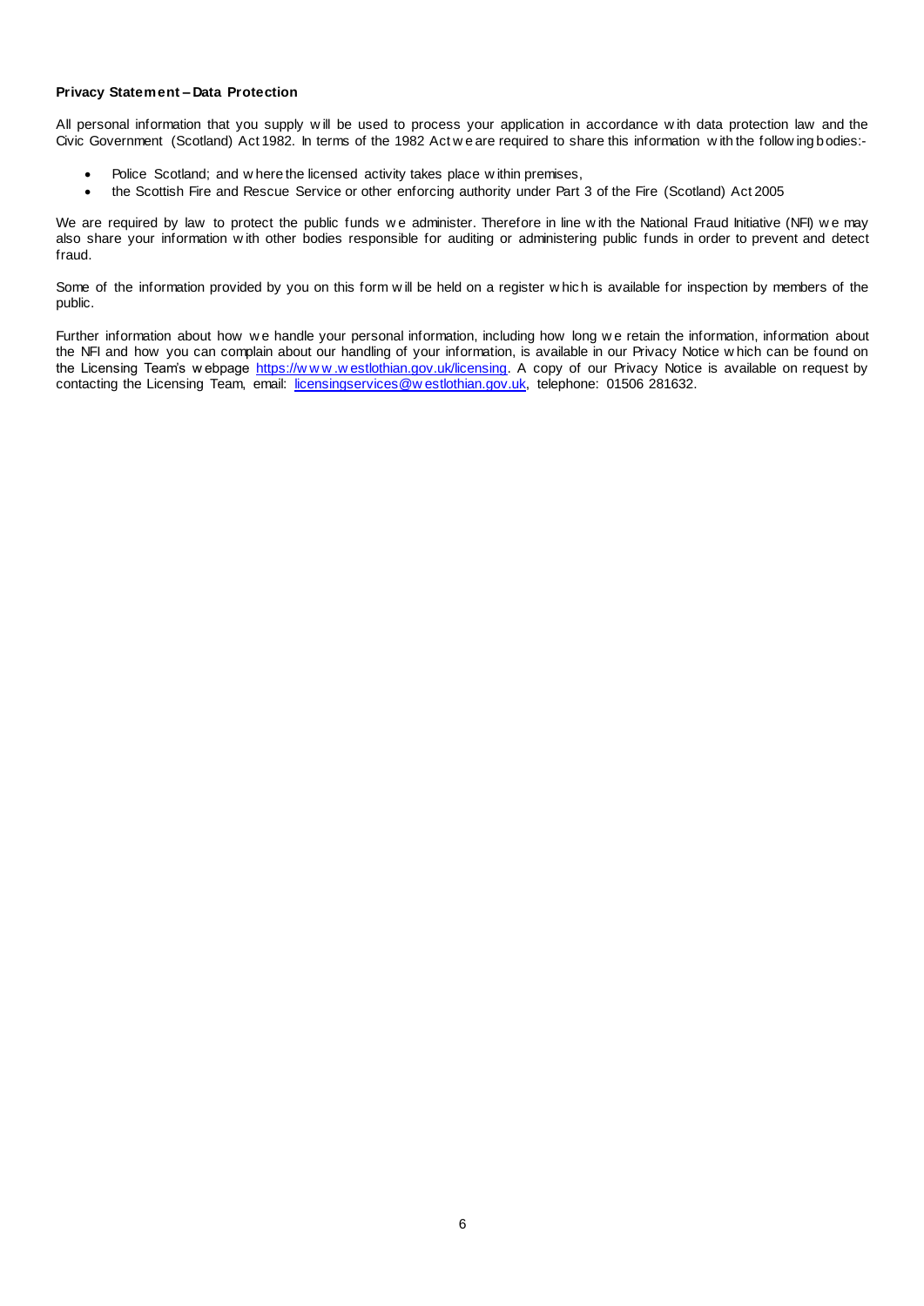**Privacy Statement – Data Protection**

All personal information that you supply will be used to process your application in accordance with data protection law and the Civic Government (Scotland) Act 1982. In terms of the 1982 Act we are required to share this information with the following bodies:-

- Police Scotland; and where the licensed activity takes place within premises,
- the Scottish Fire and Rescue Service or other enforcing authority under Part 3 of the Fire (Scotland) Act 2005

We are required by law to protect the public funds we administer. Therefore in line with the National Fraud Initiative (NFI) we may also share your information with other bodies responsible for auditing or administering public funds in order to prevent and detect fraud.

Some of the information provided by you on this form will be held on a register which is available for inspection by members of the public.

Further information about how we handle your personal information, including how long we retain the information, information about the NFI and how you can complain about our handling of your information, is available in our Privacy Notice which can be found on the Licensing Team's webpage https://www.westlothian.gov.uk/licensing. A copy of our Privacy Notice is available on request by contacting the Licensing Team, email: licensingservices@westlothian.gov.uk, telephone: 01506 281632.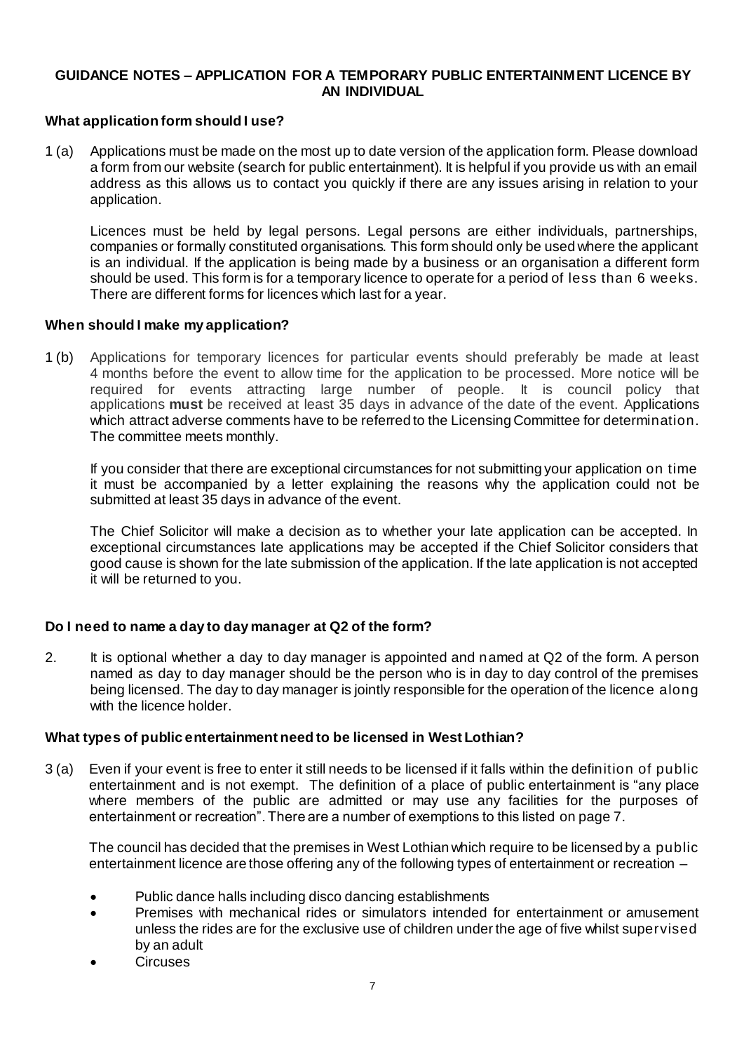## GUIDANCE NOTES – APPLICATION FOR A TEMPORARY PUBLIC ENTERTAINMENT LICENCE BY AN INDIVIDUAL

### What application form should I use?

1 (a) Applications must be made on the most up to date version of the application form. Please download a form from our website (search for public entertainment). It is helpful if you provide us with an email address as this allows us to contact you quickly if there are any issues arising in relation to your application.

Licences must be held by legal persons. Legal persons are either individuals, partnerships, companies or formally constituted organisations. This form should only be used where the applicant is an individual. If the application is being made by a business or an organisation a different form should be used. This form is for a temporary licence to operate for a period of less than 6 weeks. There are different forms for licences which last for a year.

### When should I make my application?

1 (b) Applications for temporary licences for particular events should preferably be made at least 4 months before the event to allow time for the application to be processed. More notice will be required for events attracting large number of people. It is council policy that applications **must** be received at least 35 days in advance of the date of the event. Applications which attract adverse comments have to be referred to the Licensing Committee for determination. The committee meets monthly.

If you consider that there are exceptional circumstances for not submitting your application on time it must be accompanied by a letter explaining the reasons why the application could not be submitted at least 35 days in advance of the event.

The Chief Solicitor will make a decision as to whether your late application can be accepted. In exceptional circumstances late applications may be accepted if the Chief Solicitor considers that good cause is shown for the late submission of the application. If the late application is not accepted it will be returned to you.

### Do I need to name a day to day manager at Q2 of the form?

2. It is optional whether a day to day manager is appointed and named at Q2 of the form. A person named as day to day manager should be the person who is in day to day control of the premises being licensed. The day to day manager is jointly responsible for the operation of the licence along with the licence holder.

### What types of public entertainment need to be licensed in West Lothian?

3 (a) Even if your event is free to enter it still needs to be licensed if it falls within the definition of public entertainment and is not exempt. The definition of a place of public entertainment is "any place where members of the public are admitted or may use any facilities for the purposes of entertainment or recreation". There are a number of exemptions to this listed on page 7.

The council has decided that the premises in West Lothian which require to be licensed by a public entertainment licence are those offering any of the following types of entertainment or recreation –

- Public dance halls including disco dancing establishments
- Premises with mechanical rides or simulators intended for entertainment or amusement unless the rides are for the exclusive use of children under the age of five whilst supervised by an adult
- Circuses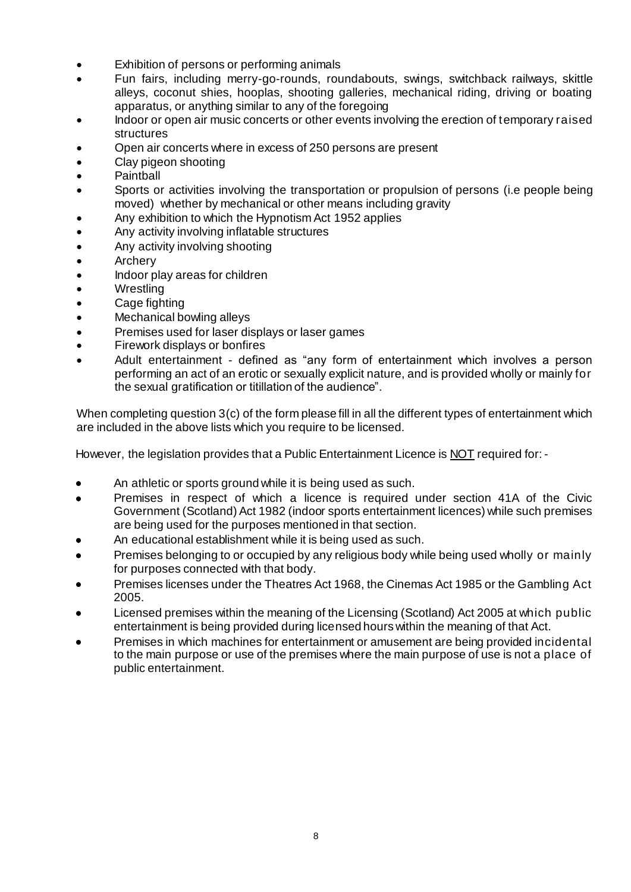- Exhibition of persons or performing animals
- Fun fairs, including merry-go-rounds, roundabouts, swings, switchback railways, skittle alleys, coconut shies, hooplas, shooting galleries, mechanical riding, driving or boating apparatus, or anything similar to any of the foregoing
- Indoor or open air music concerts or other events involving the erection of temporary raised structures
- Open air concerts where in excess of 250 persons are present
- Clay pigeon shooting
- Paintball
- Sports or activities involving the transportation or propulsion of persons (i.e people being moved) whether by mechanical or other means including gravity
- Any exhibition to which the Hypnotism Act 1952 applies
- Any activity involving inflatable structures
- Any activity involving shooting
- Archery
- Indoor play areas for children
- Wrestling
- Cage fighting
- Mechanical bowling alleys
- Premises used for laser displays or laser games
- Firework displays or bonfires
- Adult entertainment - defined as "any form of entertainment which involves a person performing an act of an erotic or sexually explicit nature, and is provided wholly or mainly for the sexual gratification or titillation of the audience".

When completing question 3(c) of the form please fill in all the different types of entertainment which are included in the above lists which you require to be licensed.

However, the legislation provides that a Public Entertainment Licence is <u>NOT</u> required for: -

- An athletic or sports ground while it is being used as such.
- Premises in respect of which a licence is required under section 41A of the Civic Government (Scotland) Act 1982 (indoor sports entertainment licences) while such premises are being used for the purposes mentioned in that section.
- An educational establishment while it is being used as such.
- Premises belonging to or occupied by any religious body while being used wholly or mainly for purposes connected with that body.
- Premises licenses under the Theatres Act 1968, the Cinemas Act 1985 or the Gambling Act 2005.
- Licensed premises within the meaning of the Licensing (Scotland) Act 2005 at which public entertainment is being provided during licensed hours within the meaning of that Act.
- Premises in which machines for entertainment or amusement are being provided incidental to the main purpose or use of the premises where the main purpose of use is not a place of public entertainment.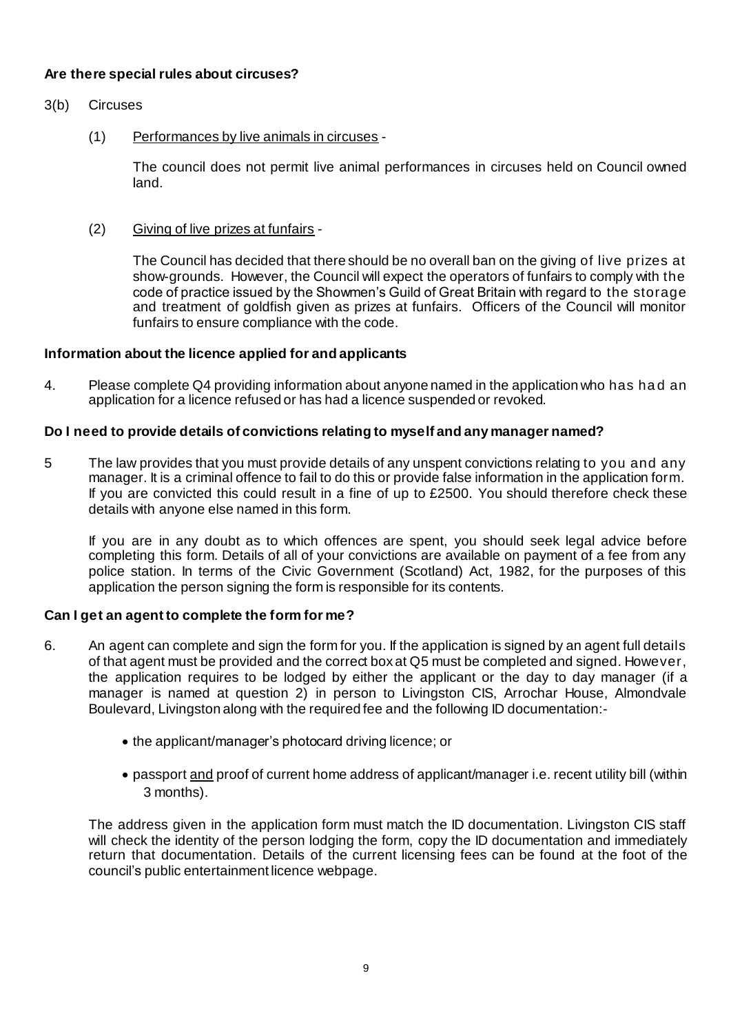**Are there special rules about circuses?**

3(b) Circuses

(1) <u>Performances by live animals in circuses</u> -

The council does not permit live animal performances in circuses held on Council owned land.

(2) <u>Giving of live prizes at funfairs</u> -

The Council has decided that there should be no overall ban on the giving of live prizes at show-grounds. However, the Council will expect the operators of funfairs to comply with the code of practice issued by the Showmen's Guild of Great Britain with regard to the storage and treatment of goldfish given as prizes at funfairs. Officers of the Council will monitor funfairs to ensure compliance with the code.

**Information about the licence applied for and applicants**

4. Please complete Q4 providing information about anyone named in the application who has had an application for a licence refused or has had a licence suspended or revoked.

**Do I need to provide details of convictions relating to myself and any manager named?**

5 The law provides that you must provide details of any unspent convictions relating to you and any manager. It is a criminal offence to fail to do this or provide false information in the application form. If you are convicted this could result in a fine of up to £2500. You should therefore check these details with anyone else named in this form.

If you are in any doubt as to which offences are spent, you should seek legal advice before completing this form. Details of all of your convictions are available on payment of a fee from any police station. In terms of the Civic Government (Scotland) Act, 1982, for the purposes of this application the person signing the form is responsible for its contents.

**Can I get an agent to complete the form for me?**

6. An agent can complete and sign the form for you. If the application is signed by an agent full details of that agent must be provided and the correct box at Q5 must be completed and signed. However, the application requires to be lodged by either the applicant or the day to day manager (if a manager is named at question 2) in person to Livingston CIS, Arrochar House, Almondvale Boulevard, Livingston along with the required fee and the following ID documentation:-

- the applicant/manager's photocard driving licence; or
- passport <u>and</u> proof of current home address of applicant/manager i.e. recent utility bill (within 3 months).

The address given in the application form must match the ID documentation. Livingston CIS staff will check the identity of the person lodging the form, copy the ID documentation and immediately return that documentation. Details of the current licensing fees can be found at the foot of the council's public entertainment licence webpage.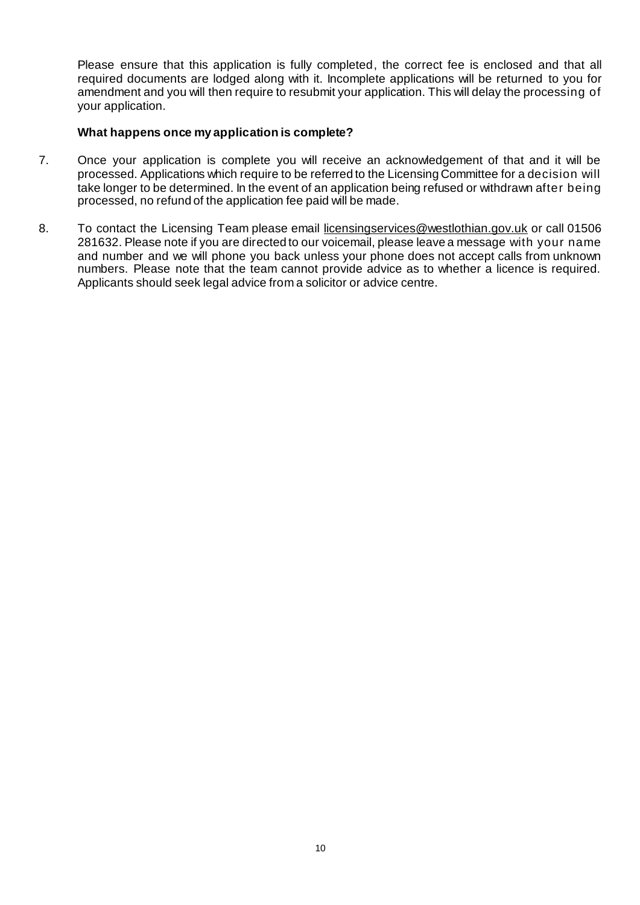Please ensure that this application is fully completed, the correct fee is enclosed and that all required documents are lodged along with it. Incomplete applications will be returned to you for amendment and you will then require to resubmit your application. This will delay the processing of your application.

**What happens once my application is complete?**

7. Once your application is complete you will receive an acknowledgement of that and it will be processed. Applications which require to be referred to the Licensing Committee for a decision will take longer to be determined. In the event of an application being refused or withdrawn after being processed, no refund of the application fee paid will be made.

8. To contact the Licensing Team please email licensingservices@westlothian.gov.uk or call 01506 281632. Please note if you are directed to our voicemail, please leave a message with your name and number and we will phone you back unless your phone does not accept calls from unknown numbers. Please note that the team cannot provide advice as to whether a licence is required. Applicants should seek legal advice from a solicitor or advice centre.